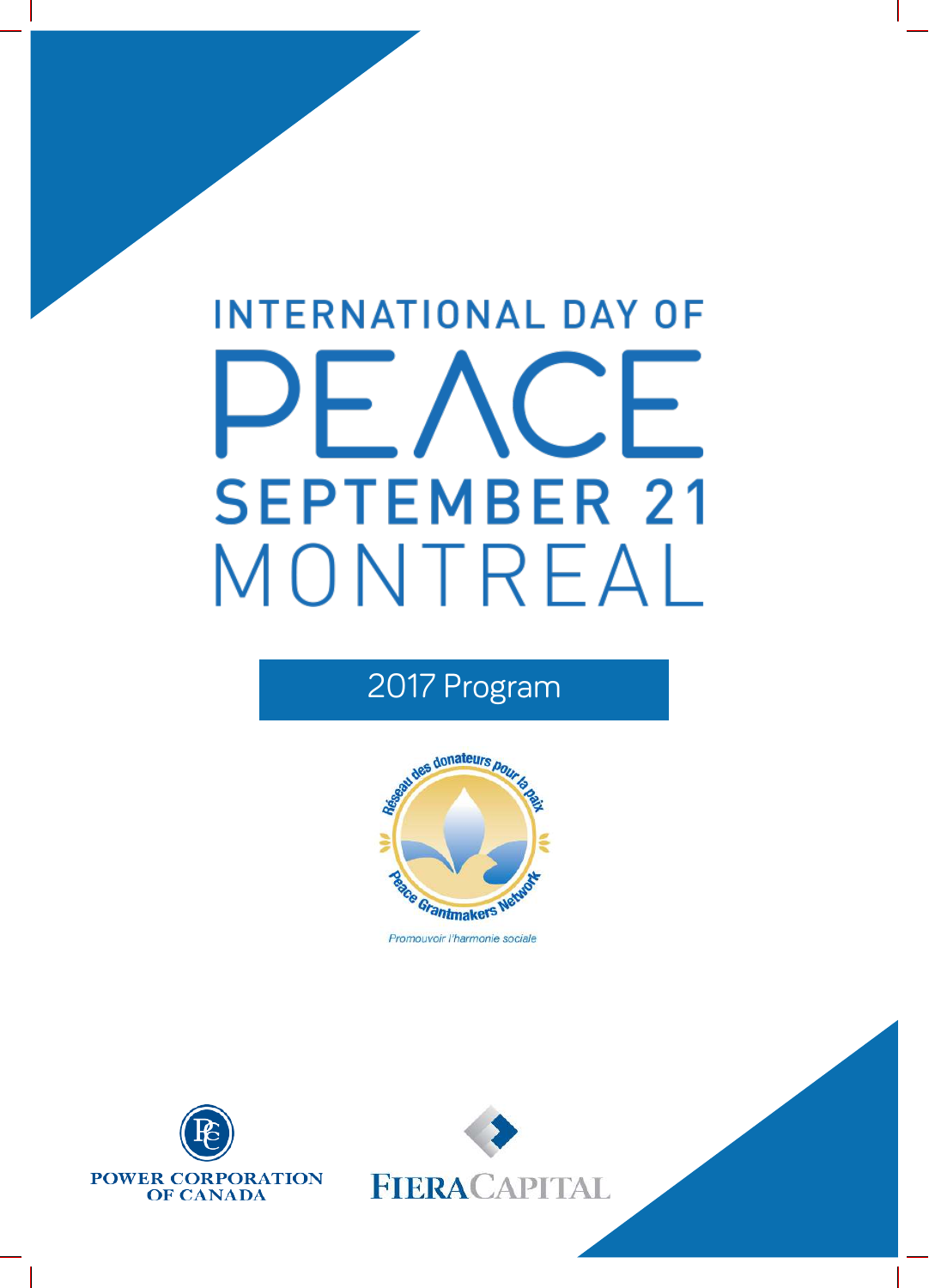# INTERNATIONAL DAY OF PEACE SEPTEMBER 21 MONTREAL

## 2017 Program

Réseau des donateurs pour la paix

Peace Grantmakers Network

*Promouvoir l'harmonie sociale*

POWER CORPORATION OF CANADA

FIERA CAPITAL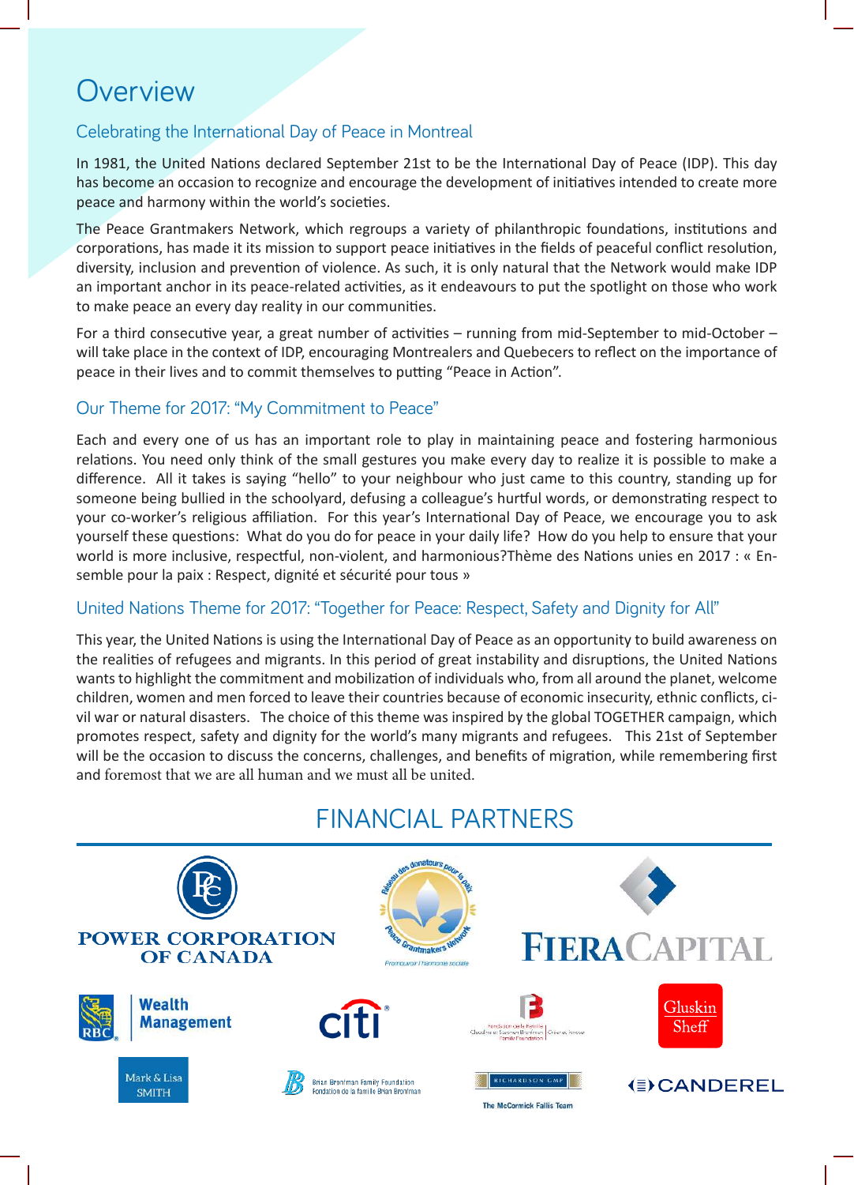# Overview

## Celebrating the International Day of Peace in Montreal

In 1981, the United Nations declared September 21st to be the International Day of Peace (IDP). This day has become an occasion to recognize and encourage the development of initiatives intended to create more peace and harmony within the world's societies.

The Peace Grantmakers Network, which regroups a variety of philanthropic foundations, institutions and corporations, has made it its mission to support peace initiatives in the fields of peaceful conflict resolution, diversity, inclusion and prevention of violence. As such, it is only natural that the Network would make IDP an important anchor in its peace-related activities, as it endeavours to put the spotlight on those who work to make peace an every day reality in our communities.

For a third consecutive year, a great number of activities – running from mid-September to mid-October – will take place in the context of IDP, encouraging Montrealers and Quebecers to reflect on the importance of peace in their lives and to commit themselves to putting "Peace in Action".

## Our Theme for 2017: "My Commitment to Peace"

Each and every one of us has an important role to play in maintaining peace and fostering harmonious relations. You need only think of the small gestures you make every day to realize it is possible to make a difference. All it takes is saying "hello" to your neighbour who just came to this country, standing up for someone being bullied in the schoolyard, defusing a colleague's hurtful words, or demonstrating respect to your co-worker's religious affiliation. For this year's International Day of Peace, we encourage you to ask yourself these questions: What do you do for peace in your daily life? How do you help to ensure that your world is more inclusive, respectful, non-violent, and harmonious?Thème des Nations unies en 2017 : « Ensemble pour la paix : Respect, dignité et sécurité pour tous »

## United Nations Theme for 2017: "Together for Peace: Respect, Safety and Dignity for All"

This year, the United Nations is using the International Day of Peace as an opportunity to build awareness on the realities of refugees and migrants. In this period of great instability and disruptions, the United Nations wants to highlight the commitment and mobilization of individuals who, from all around the planet, welcome children, women and men forced to leave their countries because of economic insecurity, ethnic conflicts, civil war or natural disasters. The choice of this theme was inspired by the global TOGETHER campaign, which promotes respect, safety and dignity for the world's many migrants and refugees. This 21st of September will be the occasion to discuss the concerns, challenges, and benefits of migration, while remembering first and foremost that we are all human and we must all be united.

## FINANCIAL PARTNERS

Power Corporation of Canada · Réseau des donateurs pour la paix / Peace Grantmakers Network – Promouvoir l'harmonie sociale · Fiera Capital · RBC Wealth Management · citi · Fondation de la famille Claudine et Stephen Bronfman Family Foundation – Claudine and Stephen Bronfman Family Foundation · Gluskin Sheff · Mark & Lisa Smith · Brian Bronfman Family Foundation / Fondation de la famille Brian Bronfman · Richardson GMP – The McCormick Fallis Team · Canderel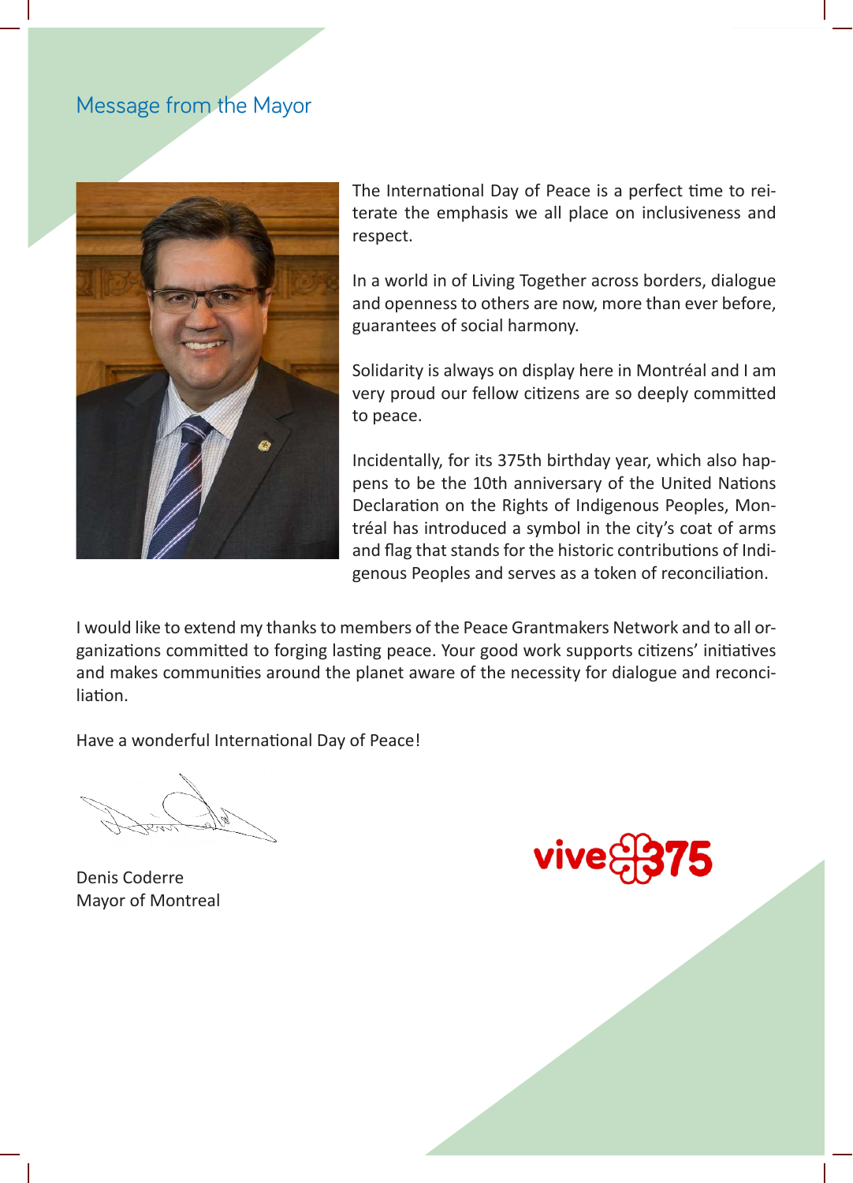## Message from the Mayor

The International Day of Peace is a perfect time to reiterate the emphasis we all place on inclusiveness and respect.

In a world in of Living Together across borders, dialogue and openness to others are now, more than ever before, guarantees of social harmony.

Solidarity is always on display here in Montréal and I am very proud our fellow citizens are so deeply committed to peace.

Incidentally, for its 375th birthday year, which also happens to be the 10th anniversary of the United Nations Declaration on the Rights of Indigenous Peoples, Montréal has introduced a symbol in the city's coat of arms and flag that stands for the historic contributions of Indigenous Peoples and serves as a token of reconciliation.

I would like to extend my thanks to members of the Peace Grantmakers Network and to all organizations committed to forging lasting peace. Your good work supports citizens' initiatives and makes communities around the planet aware of the necessity for dialogue and reconciliation.

Have a wonderful International Day of Peace!

Denis Coderre
Mayor of Montreal

vive 375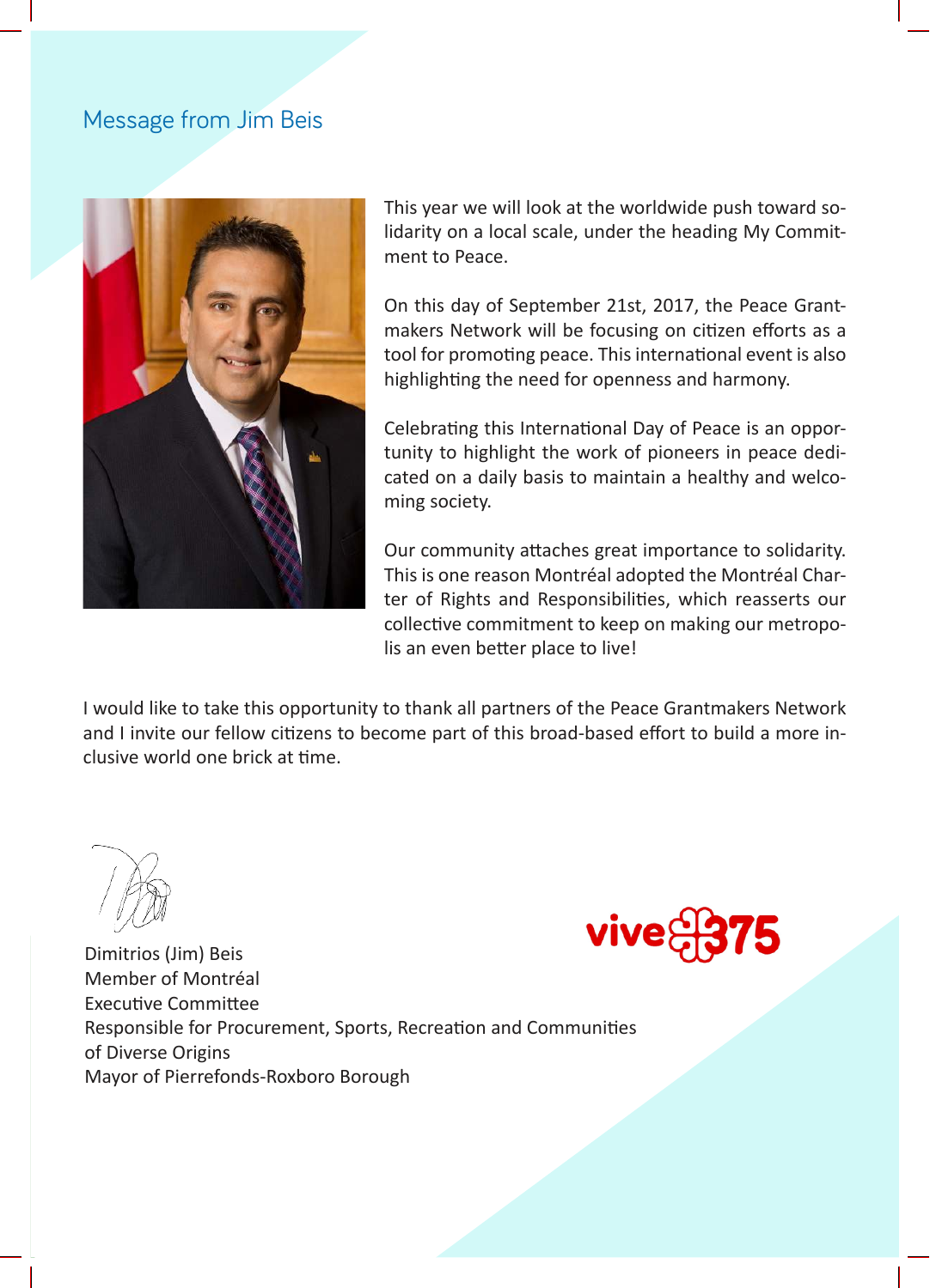## Message from Jim Beis

This year we will look at the worldwide push toward solidarity on a local scale, under the heading My Commitment to Peace.

On this day of September 21st, 2017, the Peace Grantmakers Network will be focusing on citizen efforts as a tool for promoting peace. This international event is also highlighting the need for openness and harmony.

Celebrating this International Day of Peace is an opportunity to highlight the work of pioneers in peace dedicated on a daily basis to maintain a healthy and welcoming society.

Our community attaches great importance to solidarity. This is one reason Montréal adopted the Montréal Charter of Rights and Responsibilities, which reasserts our collective commitment to keep on making our metropolis an even better place to live!

I would like to take this opportunity to thank all partners of the Peace Grantmakers Network and I invite our fellow citizens to become part of this broad-based effort to build a more inclusive world one brick at time.

Dimitrios (Jim) Beis
Member of Montréal
Executive Committee
Responsible for Procurement, Sports, Recreation and Communities of Diverse Origins
Mayor of Pierrefonds-Roxboro Borough

vive 375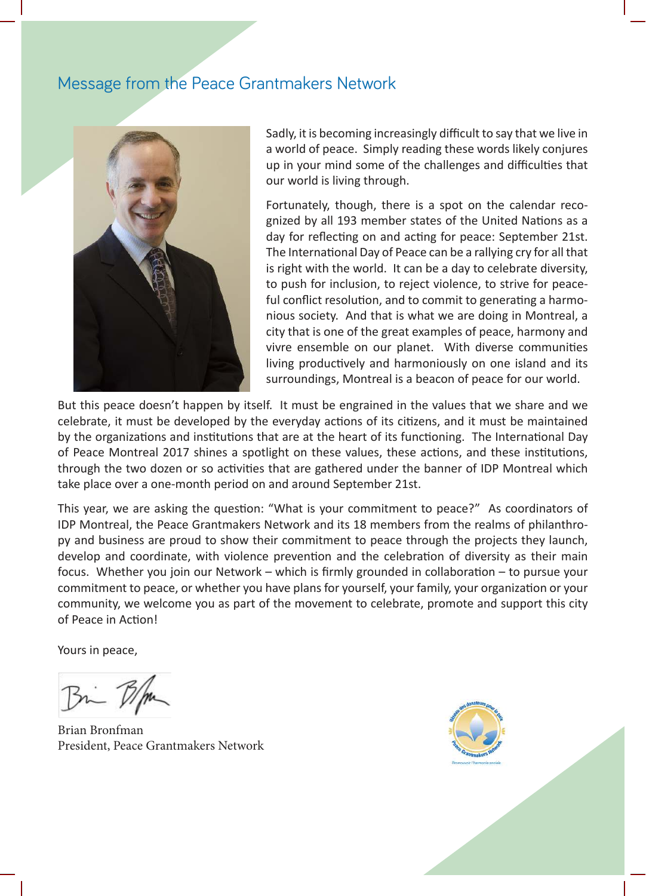## Message from the Peace Grantmakers Network

Sadly, it is becoming increasingly difficult to say that we live in a world of peace. Simply reading these words likely conjures up in your mind some of the challenges and difficulties that our world is living through.

Fortunately, though, there is a spot on the calendar recognized by all 193 member states of the United Nations as a day for reflecting on and acting for peace: September 21st. The International Day of Peace can be a rallying cry for all that is right with the world. It can be a day to celebrate diversity, to push for inclusion, to reject violence, to strive for peaceful conflict resolution, and to commit to generating a harmonious society. And that is what we are doing in Montreal, a city that is one of the great examples of peace, harmony and vivre ensemble on our planet. With diverse communities living productively and harmoniously on one island and its surroundings, Montreal is a beacon of peace for our world.

But this peace doesn't happen by itself. It must be engrained in the values that we share and we celebrate, it must be developed by the everyday actions of its citizens, and it must be maintained by the organizations and institutions that are at the heart of its functioning. The International Day of Peace Montreal 2017 shines a spotlight on these values, these actions, and these institutions, through the two dozen or so activities that are gathered under the banner of IDP Montreal which take place over a one-month period on and around September 21st.

This year, we are asking the question: "What is your commitment to peace?" As coordinators of IDP Montreal, the Peace Grantmakers Network and its 18 members from the realms of philanthropy and business are proud to show their commitment to peace through the projects they launch, develop and coordinate, with violence prevention and the celebration of diversity as their main focus. Whether you join our Network – which is firmly grounded in collaboration – to pursue your commitment to peace, or whether you have plans for yourself, your family, your organization or your community, we welcome you as part of the movement to celebrate, promote and support this city of Peace in Action!

Yours in peace,

Brian Bronfman
President, Peace Grantmakers Network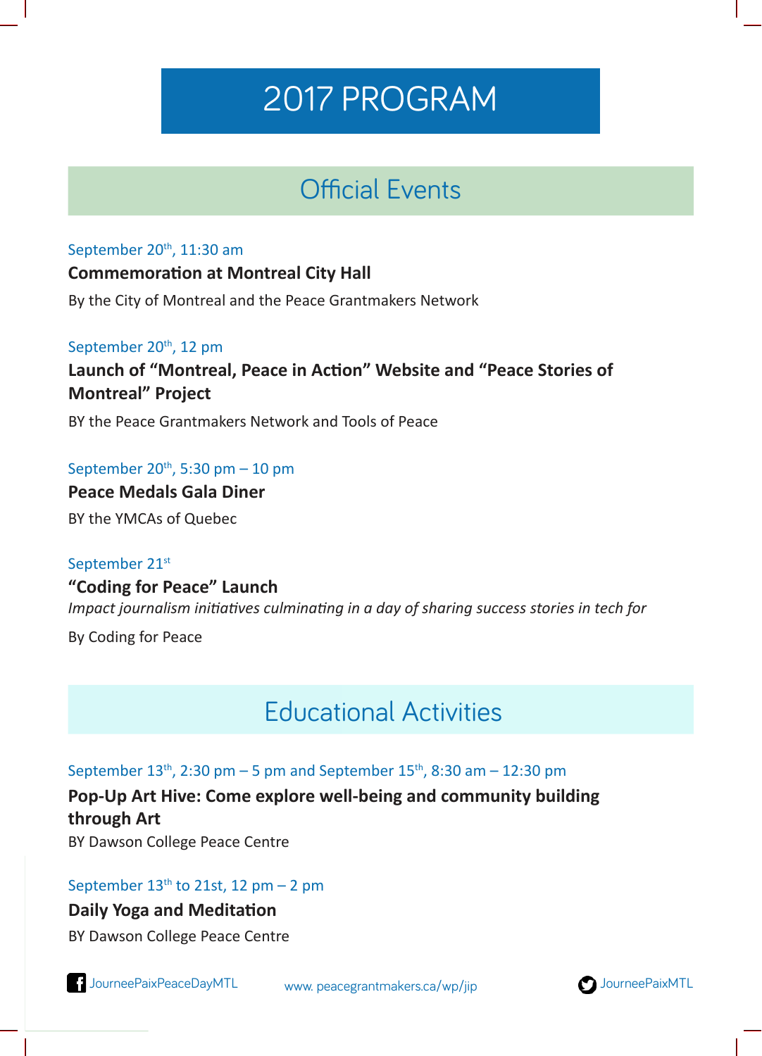# 2017 PROGRAM

## Official Events

September 20th, 11:30 am

**Commemoration at Montreal City Hall**

By the City of Montreal and the Peace Grantmakers Network

September 20th, 12 pm

**Launch of "Montreal, Peace in Action" Website and "Peace Stories of Montreal" Project**

BY the Peace Grantmakers Network and Tools of Peace

September 20th, 5:30 pm – 10 pm

**Peace Medals Gala Diner**

BY the YMCAs of Quebec

September 21st

**"Coding for Peace" Launch**

*Impact journalism initiatives culminating in a day of sharing success stories in tech for*

By Coding for Peace

## Educational Activities

September 13th, 2:30 pm – 5 pm and September 15th, 8:30 am – 12:30 pm

**Pop-Up Art Hive: Come explore well-being and community building through Art**

BY Dawson College Peace Centre

September 13th to 21st, 12 pm – 2 pm

**Daily Yoga and Meditation**

BY Dawson College Peace Centre

JourneePaixPeaceDayMTL www. peacegrantmakers.ca/wp/jip JourneePaixMTL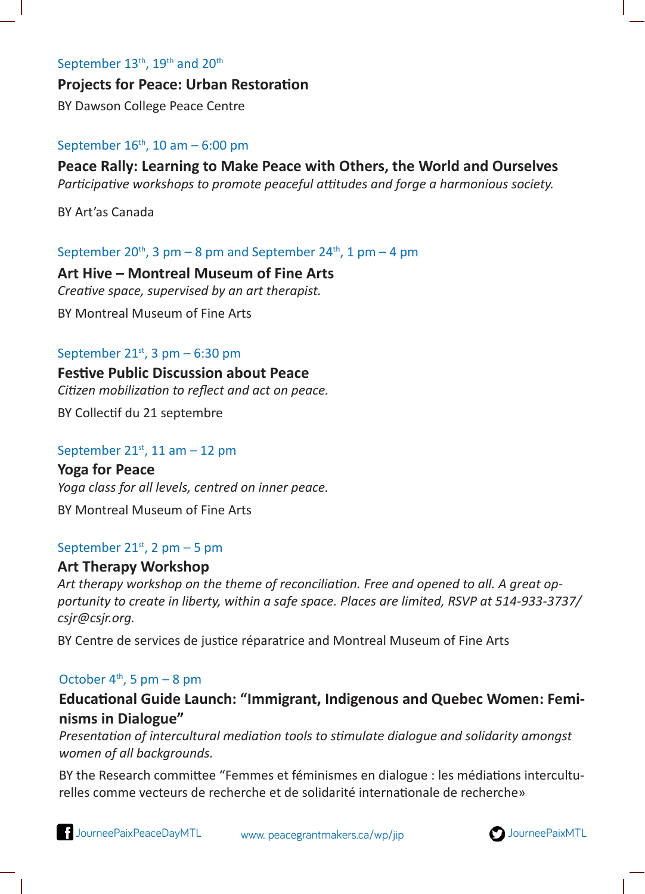September 13th, 19th and 20th

**Projects for Peace: Urban Restoration**

BY Dawson College Peace Centre

September 16th, 10 am – 6:00 pm

**Peace Rally: Learning to Make Peace with Others, the World and Ourselves**

*Participative workshops to promote peaceful attitudes and forge a harmonious society.*

BY Art'as Canada

September 20th, 3 pm – 8 pm and September 24th, 1 pm – 4 pm

**Art Hive – Montreal Museum of Fine Arts**

*Creative space, supervised by an art therapist.*

BY Montreal Museum of Fine Arts

September 21st, 3 pm – 6:30 pm

**Festive Public Discussion about Peace**

*Citizen mobilization to reflect and act on peace.*

BY Collectif du 21 septembre

September 21st, 11 am – 12 pm

**Yoga for Peace**

*Yoga class for all levels, centred on inner peace.*

BY Montreal Museum of Fine Arts

September 21st, 2 pm – 5 pm

**Art Therapy Workshop**

*Art therapy workshop on the theme of reconciliation. Free and opened to all. A great opportunity to create in liberty, within a safe space. Places are limited, RSVP at 514-933-3737/ csjr@csjr.org.*

BY Centre de services de justice réparatrice and Montreal Museum of Fine Arts

October 4th, 5 pm – 8 pm

**Educational Guide Launch: "Immigrant, Indigenous and Quebec Women: Feminisms in Dialogue"**

*Presentation of intercultural mediation tools to stimulate dialogue and solidarity amongst women of all backgrounds.*

BY the Research committee "Femmes et féminismes en dialogue : les médiations interculturelles comme vecteurs de recherche et de solidarité internationale de recherche»

JourneePaixPeaceDayMTL www. peacegrantmakers.ca/wp/jip JourneePaixMTL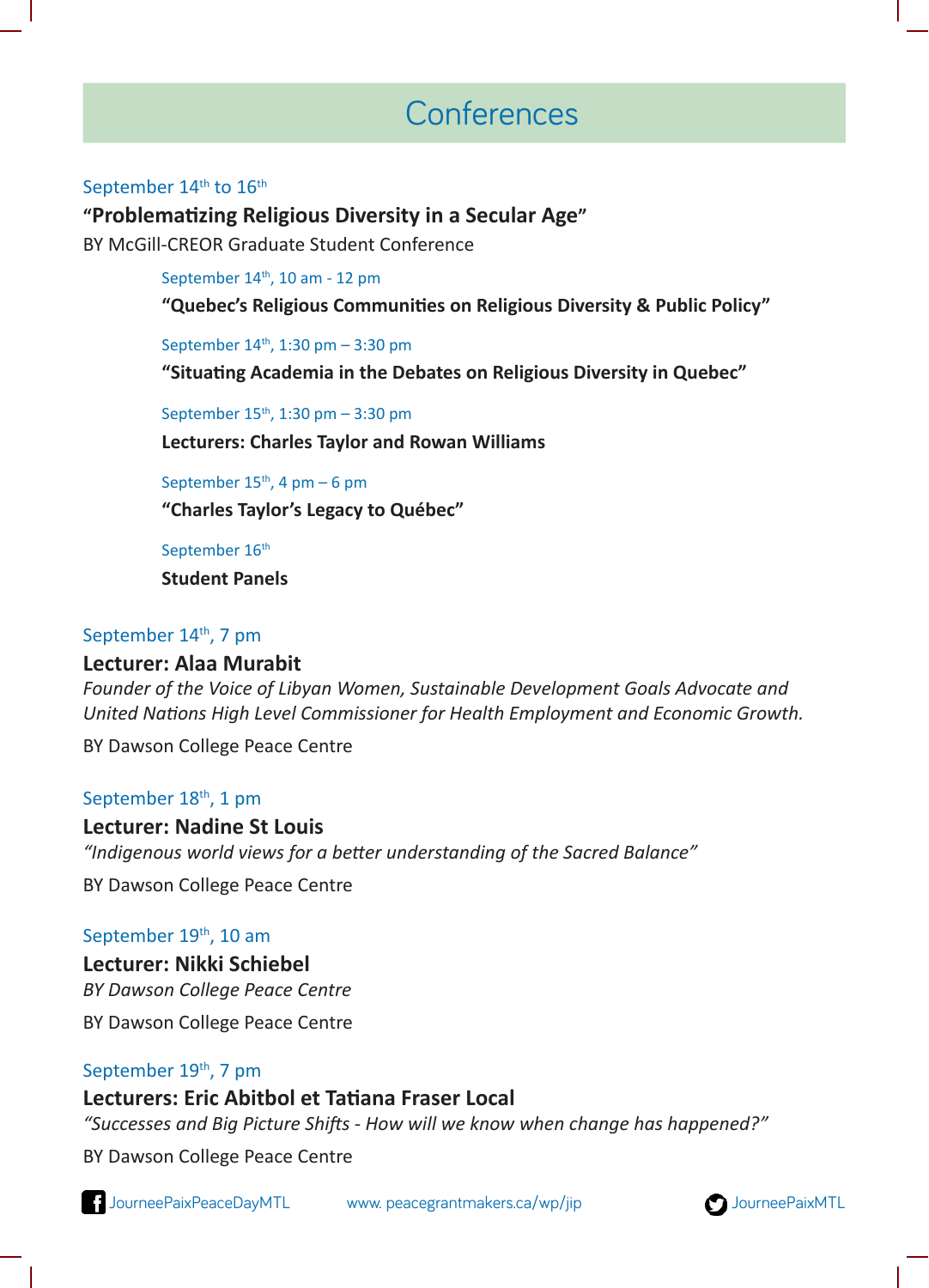# Conferences

September 14th to 16th

**"Problematizing Religious Diversity in a Secular Age"**

BY McGill-CREOR Graduate Student Conference

> September 14th, 10 am - 12 pm
>
> **"Quebec's Religious Communities on Religious Diversity & Public Policy"**
>
> September 14th, 1:30 pm – 3:30 pm
>
> **"Situating Academia in the Debates on Religious Diversity in Quebec"**
>
> September 15th, 1:30 pm – 3:30 pm
>
> **Lecturers: Charles Taylor and Rowan Williams**
>
> September 15th, 4 pm – 6 pm
>
> **"Charles Taylor's Legacy to Québec"**
>
> September 16th
>
> **Student Panels**

September 14th, 7 pm

**Lecturer: Alaa Murabit**

*Founder of the Voice of Libyan Women, Sustainable Development Goals Advocate and United Nations High Level Commissioner for Health Employment and Economic Growth.*

BY Dawson College Peace Centre

September 18th, 1 pm

**Lecturer: Nadine St Louis**

*"Indigenous world views for a better understanding of the Sacred Balance"*

BY Dawson College Peace Centre

September 19th, 10 am

**Lecturer: Nikki Schiebel**

*BY Dawson College Peace Centre*

BY Dawson College Peace Centre

September 19th, 7 pm

**Lecturers: Eric Abitbol et Tatiana Fraser Local**

*"Successes and Big Picture Shifts - How will we know when change has happened?"*

BY Dawson College Peace Centre

JourneePaixPeaceDayMTL www. peacegrantmakers.ca/wp/jip JourneePaixMTL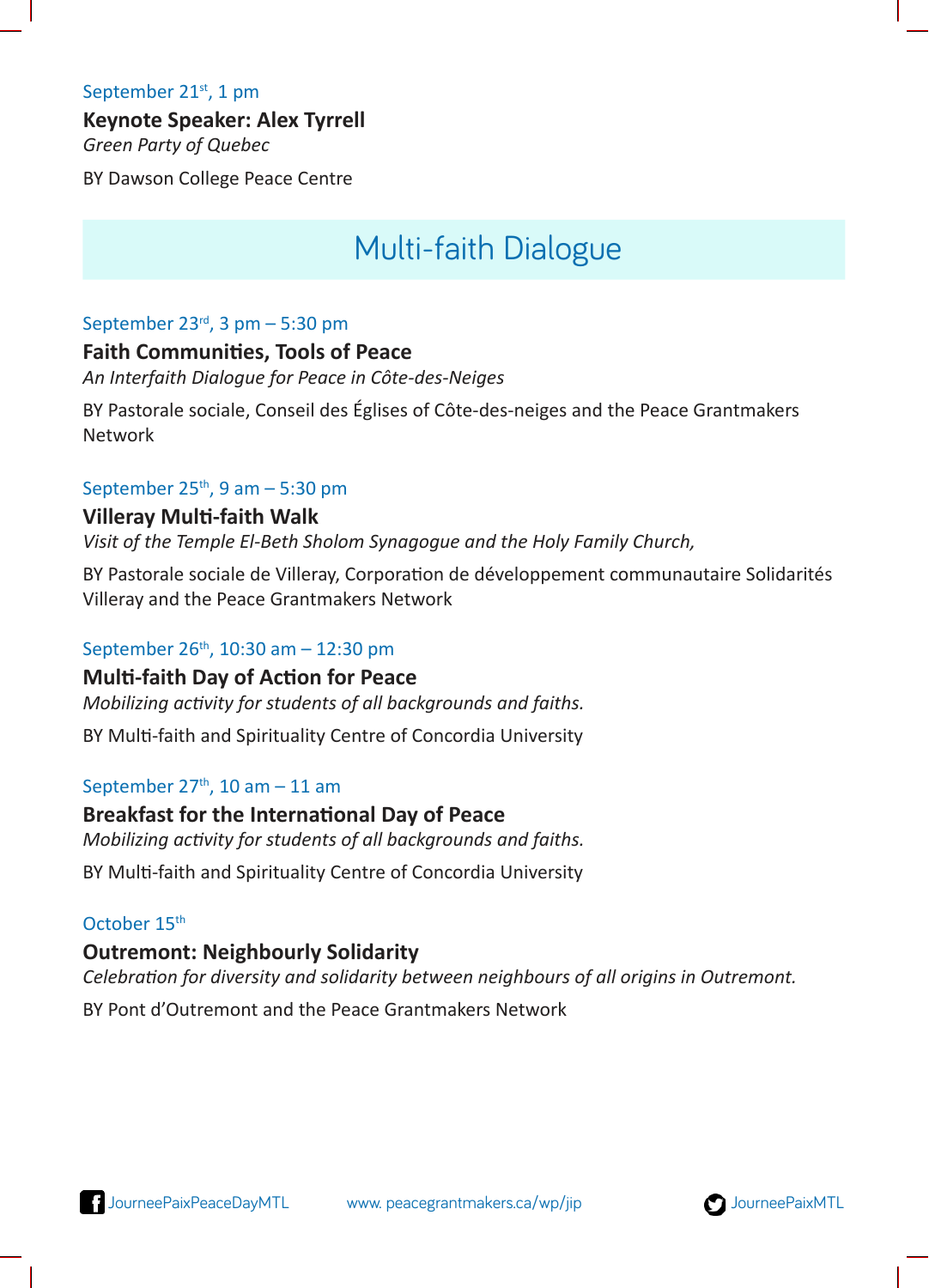September 21st, 1 pm

**Keynote Speaker: Alex Tyrrell**

*Green Party of Quebec*

BY Dawson College Peace Centre

## Multi-faith Dialogue

September 23rd, 3 pm – 5:30 pm

**Faith Communities, Tools of Peace**

*An Interfaith Dialogue for Peace in Côte-des-Neiges*

BY Pastorale sociale, Conseil des Églises of Côte-des-neiges and the Peace Grantmakers Network

September 25th, 9 am – 5:30 pm

**Villeray Multi-faith Walk**

*Visit of the Temple El-Beth Sholom Synagogue and the Holy Family Church,*

BY Pastorale sociale de Villeray, Corporation de développement communautaire Solidarités Villeray and the Peace Grantmakers Network

September 26th, 10:30 am – 12:30 pm

**Multi-faith Day of Action for Peace**

*Mobilizing activity for students of all backgrounds and faiths.*

BY Multi-faith and Spirituality Centre of Concordia University

September 27th, 10 am – 11 am

**Breakfast for the International Day of Peace**

*Mobilizing activity for students of all backgrounds and faiths.*

BY Multi-faith and Spirituality Centre of Concordia University

October 15th

**Outremont: Neighbourly Solidarity**

*Celebration for diversity and solidarity between neighbours of all origins in Outremont.*

BY Pont d'Outremont and the Peace Grantmakers Network

JourneePaixPeaceDayMTL www. peacegrantmakers.ca/wp/jip JourneePaixMTL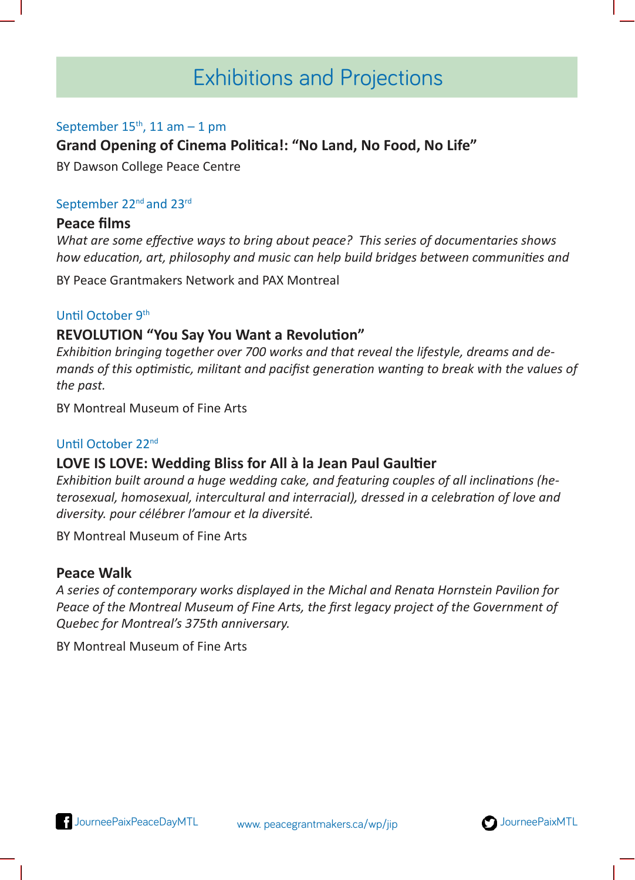# Exhibitions and Projections

September 15th, 11 am – 1 pm

**Grand Opening of Cinema Politica!: "No Land, No Food, No Life"**

BY Dawson College Peace Centre

September 22nd and 23rd

**Peace films**

*What are some effective ways to bring about peace? This series of documentaries shows how education, art, philosophy and music can help build bridges between communities and*

BY Peace Grantmakers Network and PAX Montreal

Until October 9th

**REVOLUTION "You Say You Want a Revolution"**

*Exhibition bringing together over 700 works and that reveal the lifestyle, dreams and demands of this optimistic, militant and pacifist generation wanting to break with the values of the past.*

BY Montreal Museum of Fine Arts

Until October 22nd

**LOVE IS LOVE: Wedding Bliss for All à la Jean Paul Gaultier**

*Exhibition built around a huge wedding cake, and featuring couples of all inclinations (heterosexual, homosexual, intercultural and interracial), dressed in a celebration of love and diversity. pour célébrer l'amour et la diversité.*

BY Montreal Museum of Fine Arts

**Peace Walk**

*A series of contemporary works displayed in the Michal and Renata Hornstein Pavilion for Peace of the Montreal Museum of Fine Arts, the first legacy project of the Government of Quebec for Montreal's 375th anniversary.*

BY Montreal Museum of Fine Arts

JourneePaixPeaceDayMTL www. peacegrantmakers.ca/wp/jip JourneePaixMTL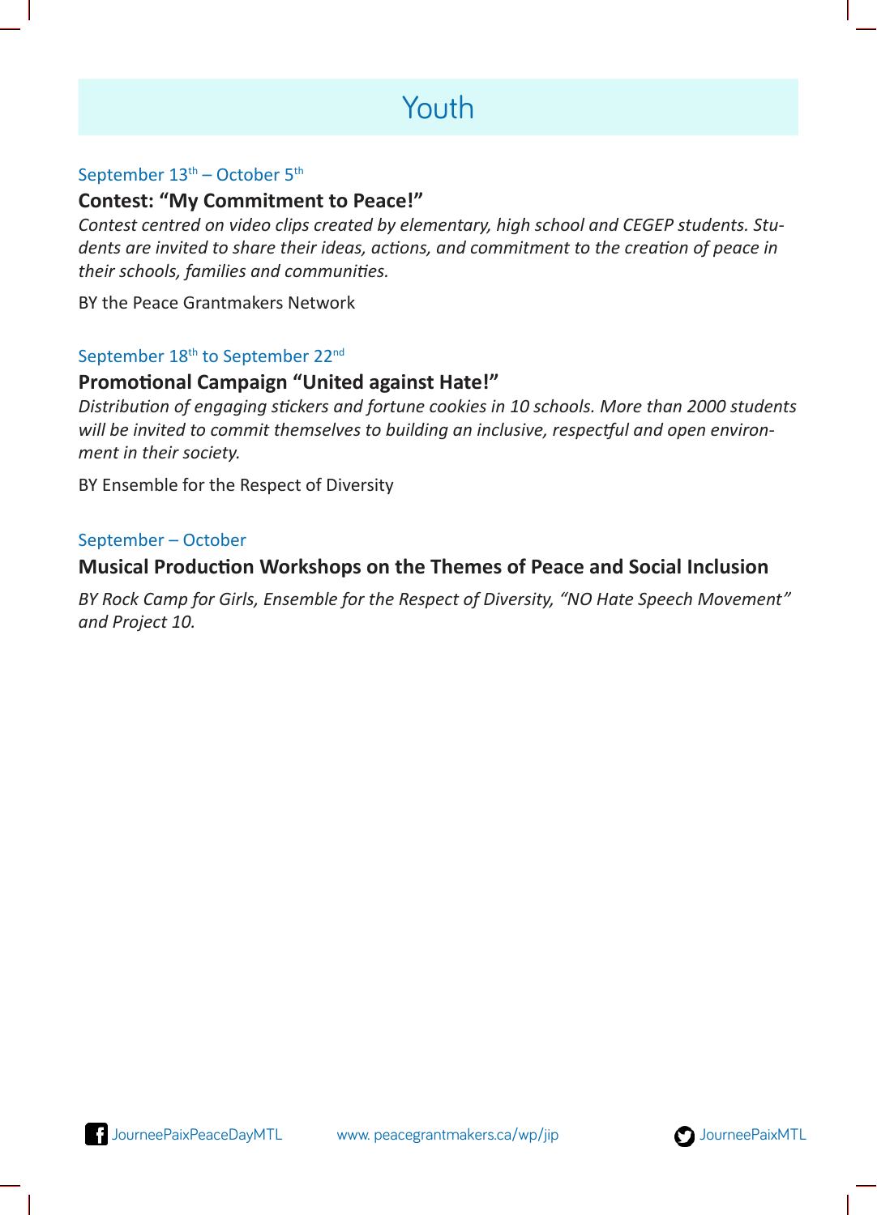# Youth

September 13th – October 5th

**Contest: "My Commitment to Peace!"**

*Contest centred on video clips created by elementary, high school and CEGEP students. Students are invited to share their ideas, actions, and commitment to the creation of peace in their schools, families and communities.*

BY the Peace Grantmakers Network

September 18th to September 22nd

**Promotional Campaign "United against Hate!"**

*Distribution of engaging stickers and fortune cookies in 10 schools. More than 2000 students will be invited to commit themselves to building an inclusive, respectful and open environment in their society.*

BY Ensemble for the Respect of Diversity

September – October

**Musical Production Workshops on the Themes of Peace and Social Inclusion**

*BY Rock Camp for Girls, Ensemble for the Respect of Diversity, "NO Hate Speech Movement" and Project 10.*

JourneePaixPeaceDayMTL www. peacegrantmakers.ca/wp/jip JourneePaixMTL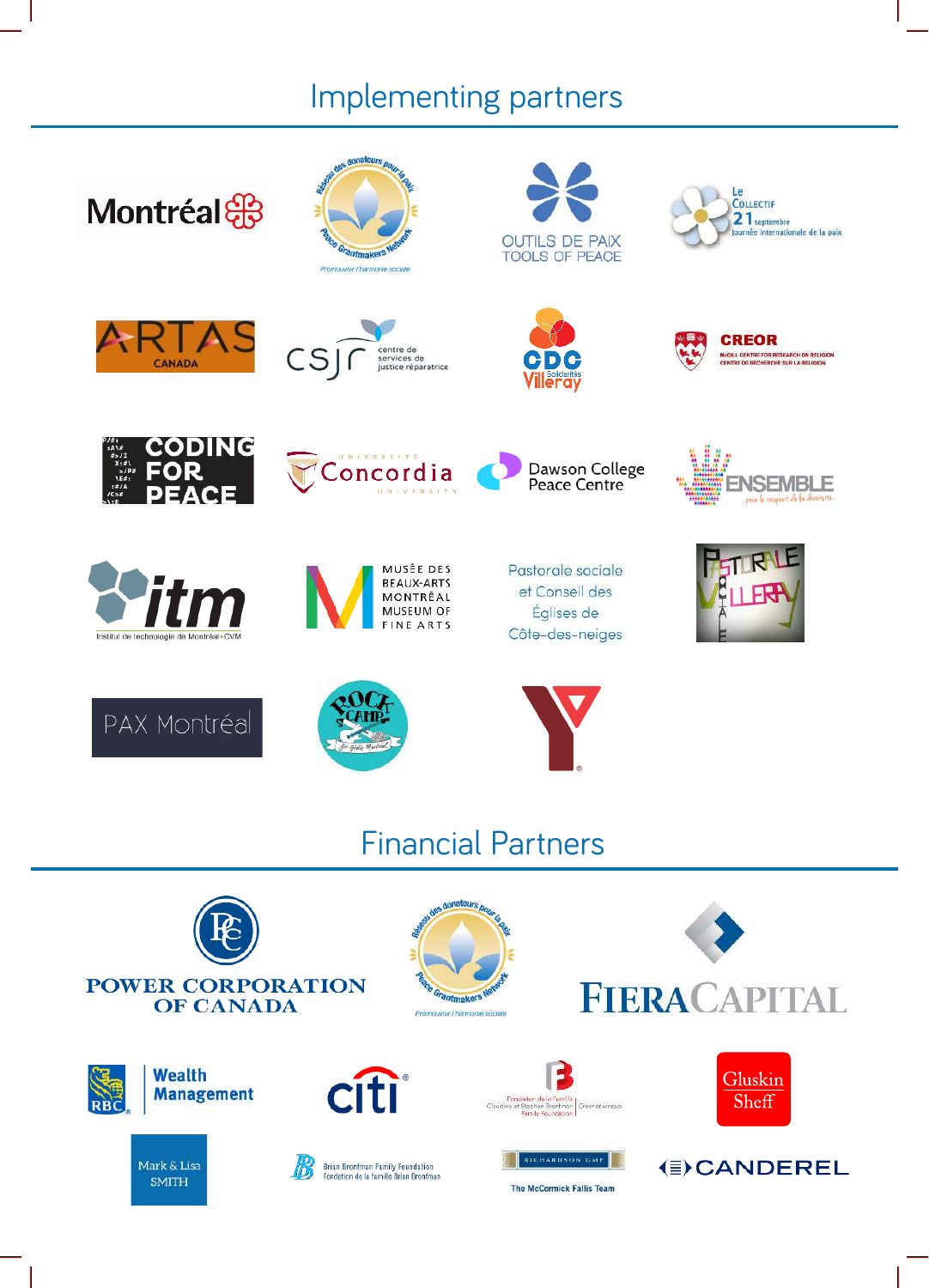# Implementing partners

Montréal

Réseau des donateurs pour la paix – Peace Grantmakers Network – Promouvoir l'harmonie sociale

OUTILS DE PAIX
TOOLS OF PEACE

Le Collectif 21 septembre
Journée internationale de la paix

ARTAS CANADA

csjr centre de services de justice réparatrice

CDC Solidarités Villeray

CREOR
McGILL CENTRE FOR RESEARCH ON RELIGION
CENTRE DE RECHERCHE SUR LA RELIGION

CODING FOR PEACE

Université Concordia University

Dawson College Peace Centre

ENSEMBLE pour le respect de la diversité

itm Institut de technologie de Montréal • CVM

MUSÉE DES BEAUX-ARTS MONTRÉAL MUSEUM OF FINE ARTS

Pastorale sociale et Conseil des Églises de Côte-des-neiges

Pastorale Sociale Villeray

PAX Montréal

Rock Camp for Girls Montréal

Y

# Financial Partners

POWER CORPORATION OF CANADA

Réseau des donateurs pour la paix – Peace Grantmakers Network – Promouvoir l'harmonie sociale

FIERA CAPITAL

RBC Wealth Management

citi

Fondation de la Famille Claudine et Stephen Bronfman Family Foundation | Créer et innover

Gluskin Sheff

Mark & Lisa SMITH

Brian Bronfman Family Foundation
Fondation de la famille Brian Bronfman

RICHARDSON GMP
The McCormick Fallis Team

CANDEREL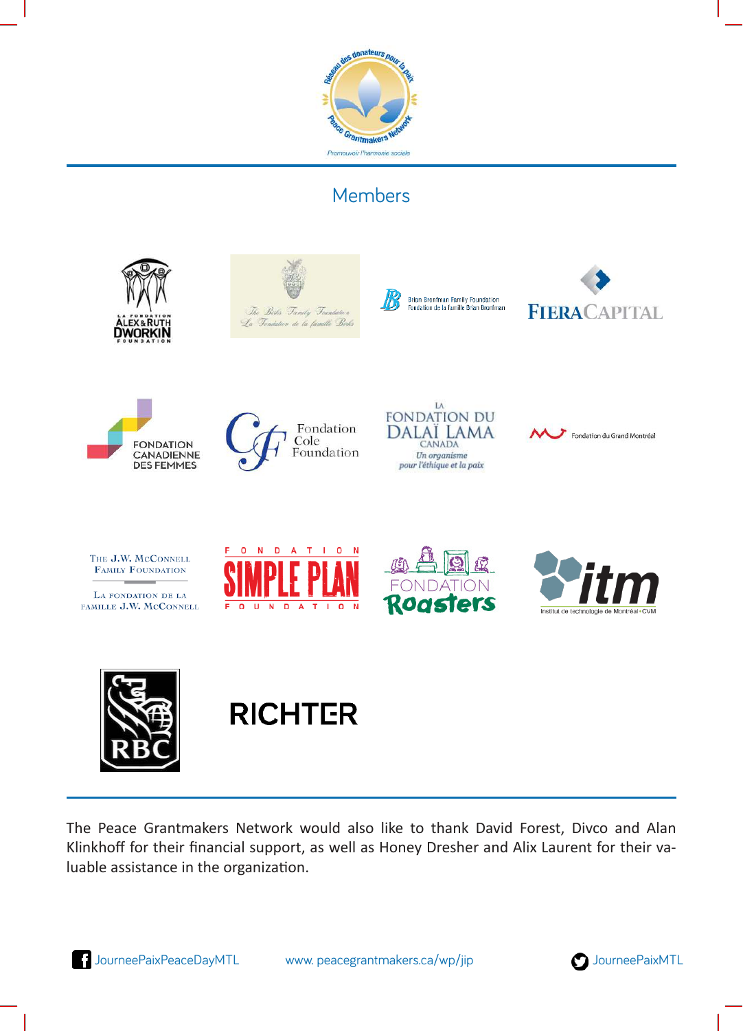Réseau des donateurs pour la paix
Peace Grantmakers Network
Promouvoir l'harmonie sociale

## Members

LA FONDATION ALEX & RUTH DWORKIN FOUNDATION

The Birks Family Foundation
La Fondation de la famille Birks

Brian Bronfman Family Foundation
Fondation de la famille Brian Bronfman

FIERACAPITAL

FONDATION CANADIENNE DES FEMMES

Fondation Cole Foundation

LA FONDATION DU DALAÏ LAMA CANADA
Un organisme pour l'éthique et la paix

Fondation du Grand Montréal

THE J.W. McCONNELL FAMILY FOUNDATION
LA FONDATION DE LA FAMILLE J.W. McCONNELL

FONDATION SIMPLE PLAN FOUNDATION

FONDATION Roasters

itm
Institut de technologie de Montréal • CVM

RBC

RICHTER

The Peace Grantmakers Network would also like to thank David Forest, Divco and Alan Klinkhoff for their financial support, as well as Honey Dresher and Alix Laurent for their valuable assistance in the organization.

JourneePaixPeaceDayMTL www. peacegrantmakers.ca/wp/jip JourneePaixMTL